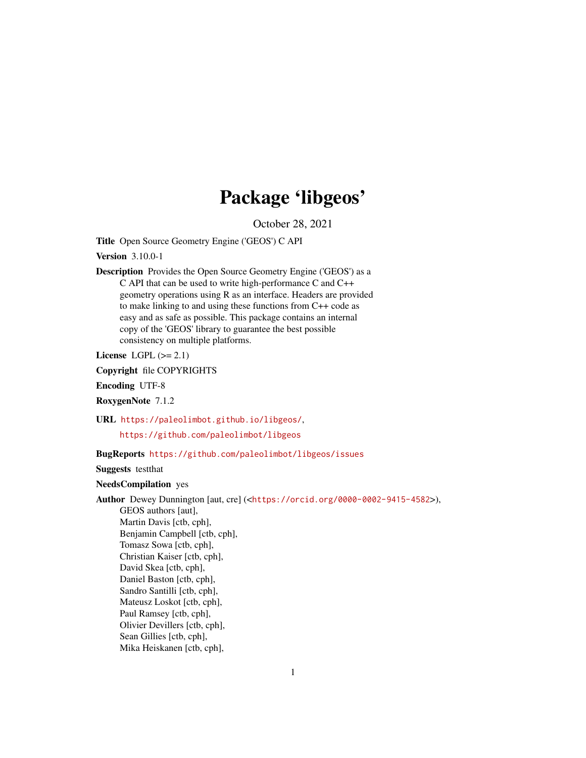# Package 'libgeos'

October 28, 2021

**Title** Open Source Geometry Engine ('GEOS') C API

**Version** 3.10.0-1

**Description** Provides the Open Source Geometry Engine ('GEOS') as a C API that can be used to write high-performance C and C++ geometry operations using R as an interface. Headers are provided to make linking to and using these functions from C++ code as easy and as safe as possible. This package contains an internal copy of the 'GEOS' library to guarantee the best possible consistency on multiple platforms.

**License** LGPL (>= 2.1)

**Copyright** file COPYRIGHTS

**Encoding** UTF-8

**RoxygenNote** 7.1.2

**URL** https://paleolimbot.github.io/libgeos/, https://github.com/paleolimbot/libgeos

**BugReports** https://github.com/paleolimbot/libgeos/issues

**Suggests** testthat

**NeedsCompilation** yes

**Author** Dewey Dunnington [aut, cre] (<https://orcid.org/0000-0002-9415-4582>),
GEOS authors [aut],
Martin Davis [ctb, cph],
Benjamin Campbell [ctb, cph],
Tomasz Sowa [ctb, cph],
Christian Kaiser [ctb, cph],
David Skea [ctb, cph],
Daniel Baston [ctb, cph],
Sandro Santilli [ctb, cph],
Mateusz Loskot [ctb, cph],
Paul Ramsey [ctb, cph],
Olivier Devillers [ctb, cph],
Sean Gillies [ctb, cph],
Mika Heiskanen [ctb, cph],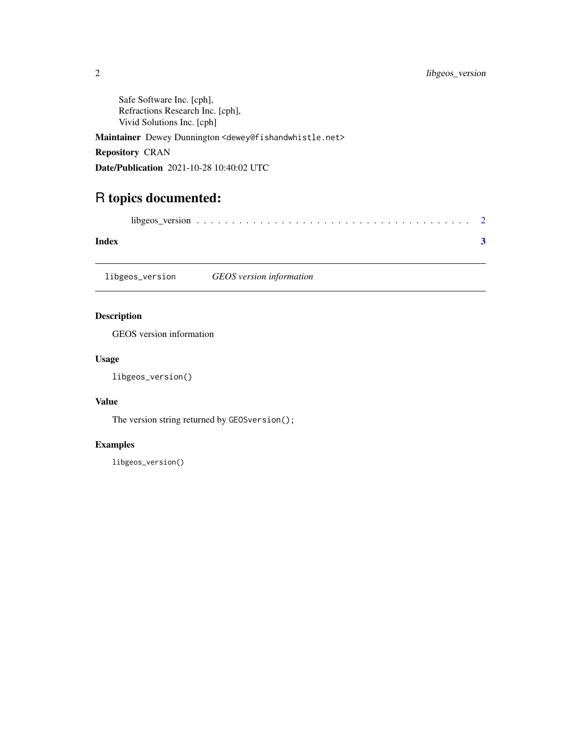Safe Software Inc. [cph],
Refractions Research Inc. [cph],
Vivid Solutions Inc. [cph]

**Maintainer** Dewey Dunnington <dewey@fishandwhistle.net>

**Repository** CRAN

**Date/Publication** 2021-10-28 10:40:02 UTC

# R topics documented:

libgeos_version . . . . . . . . . . . . . . . . . . . . . . . . . . . . . . . . . . . . . . 2

**Index** **3**

---

`libgeos_version` *GEOS version information*

---

## Description

GEOS version information

## Usage

```
libgeos_version()
```

## Value

The version string returned by `GEOSversion();`

## Examples

```
libgeos_version()
```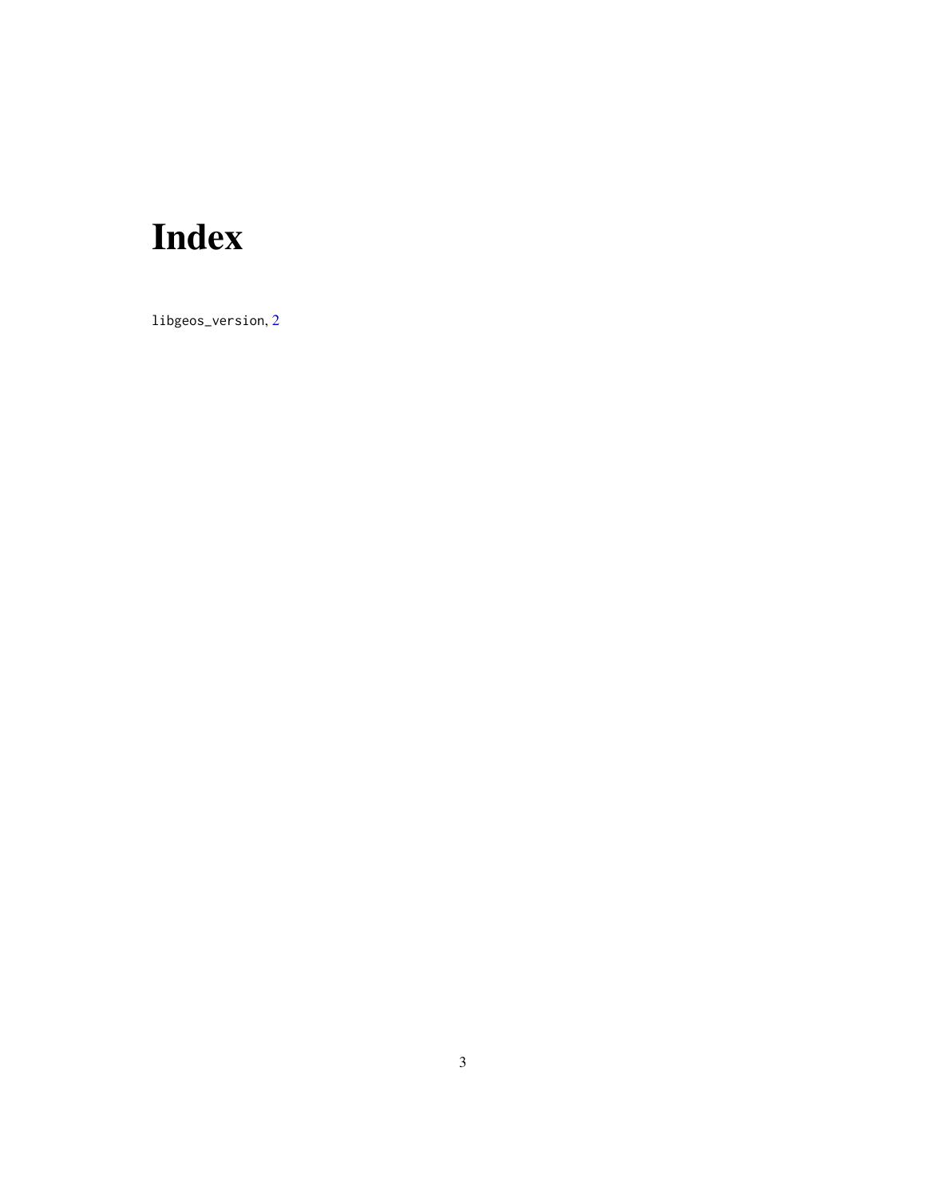# Index

libgeos_version, 2